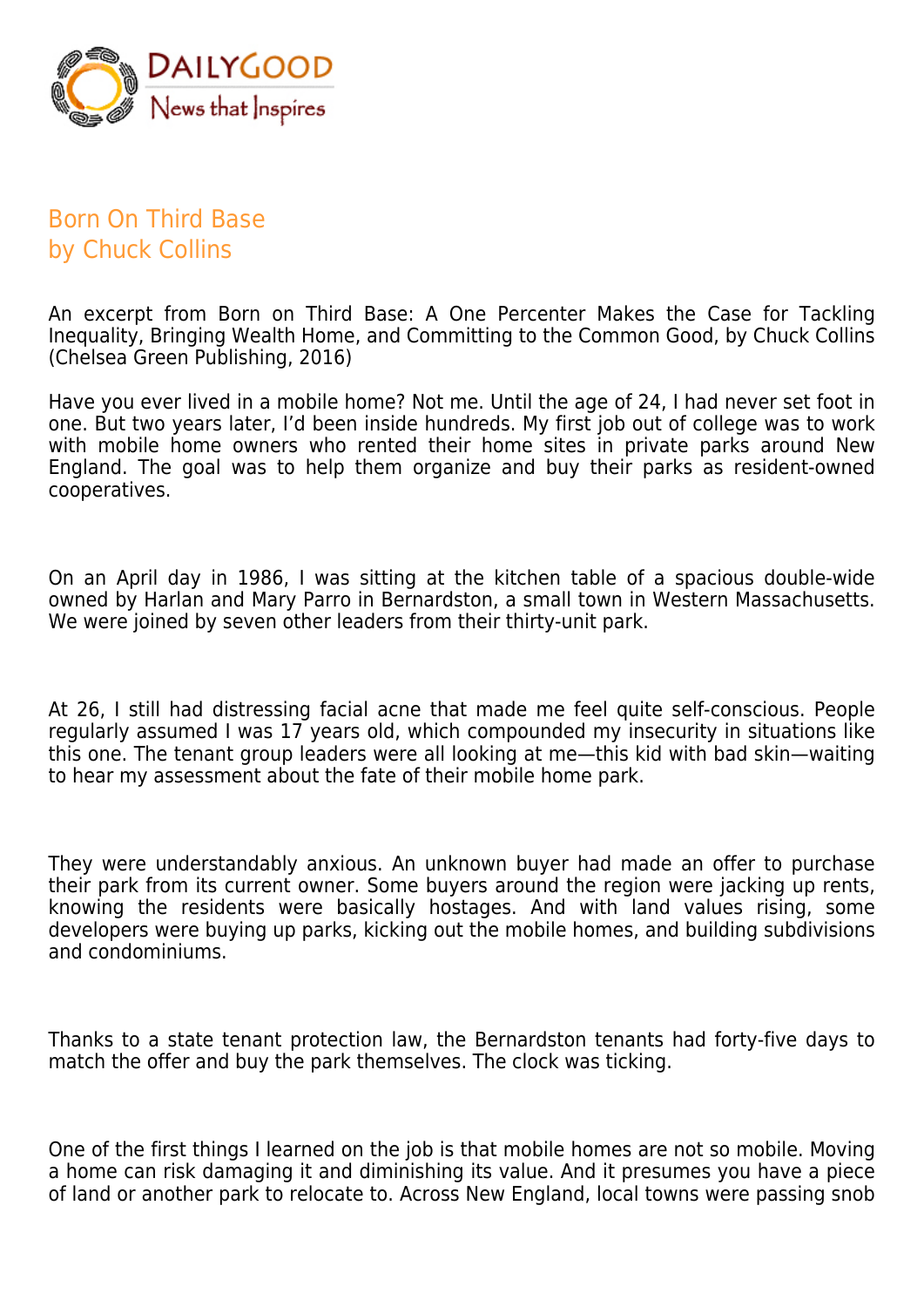# Born On Third Base
## by Chuck Collins

An excerpt from Born on Third Base: A One Percenter Makes the Case for Tackling Inequality, Bringing Wealth Home, and Committing to the Common Good, by Chuck Collins (Chelsea Green Publishing, 2016)

Have you ever lived in a mobile home? Not me. Until the age of 24, I had never set foot in one. But two years later, I'd been inside hundreds. My first job out of college was to work with mobile home owners who rented their home sites in private parks around New England. The goal was to help them organize and buy their parks as resident-owned cooperatives.

On an April day in 1986, I was sitting at the kitchen table of a spacious double-wide owned by Harlan and Mary Parro in Bernardston, a small town in Western Massachusetts. We were joined by seven other leaders from their thirty-unit park.

At 26, I still had distressing facial acne that made me feel quite self-conscious. People regularly assumed I was 17 years old, which compounded my insecurity in situations like this one. The tenant group leaders were all looking at me—this kid with bad skin—waiting to hear my assessment about the fate of their mobile home park.

They were understandably anxious. An unknown buyer had made an offer to purchase their park from its current owner. Some buyers around the region were jacking up rents, knowing the residents were basically hostages. And with land values rising, some developers were buying up parks, kicking out the mobile homes, and building subdivisions and condominiums.

Thanks to a state tenant protection law, the Bernardston tenants had forty-five days to match the offer and buy the park themselves. The clock was ticking.

One of the first things I learned on the job is that mobile homes are not so mobile. Moving a home can risk damaging it and diminishing its value. And it presumes you have a piece of land or another park to relocate to. Across New England, local towns were passing snob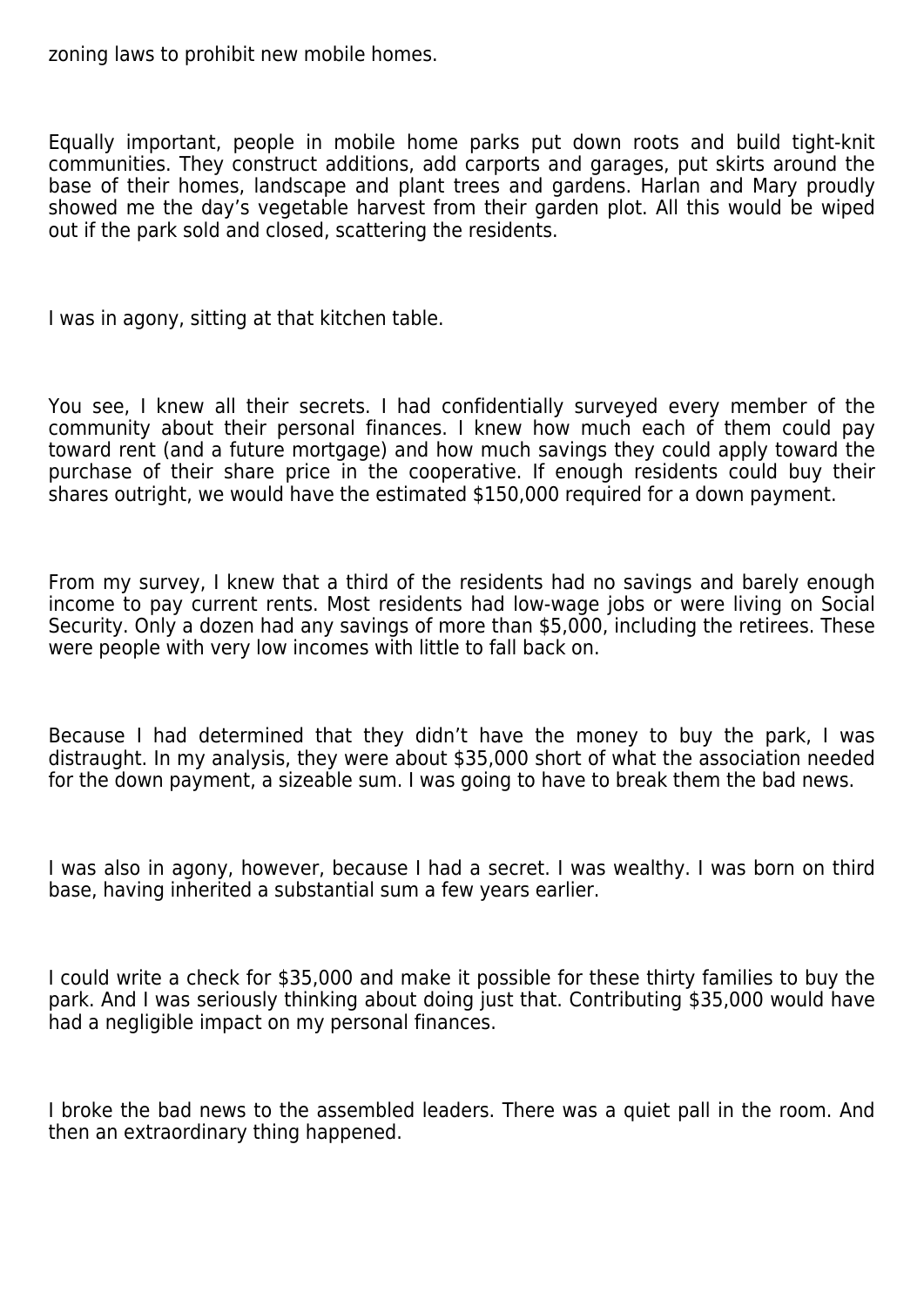zoning laws to prohibit new mobile homes.

Equally important, people in mobile home parks put down roots and build tight-knit communities. They construct additions, add carports and garages, put skirts around the base of their homes, landscape and plant trees and gardens. Harlan and Mary proudly showed me the day's vegetable harvest from their garden plot. All this would be wiped out if the park sold and closed, scattering the residents.

I was in agony, sitting at that kitchen table.

You see, I knew all their secrets. I had confidentially surveyed every member of the community about their personal finances. I knew how much each of them could pay toward rent (and a future mortgage) and how much savings they could apply toward the purchase of their share price in the cooperative. If enough residents could buy their shares outright, we would have the estimated $150,000 required for a down payment.

From my survey, I knew that a third of the residents had no savings and barely enough income to pay current rents. Most residents had low-wage jobs or were living on Social Security. Only a dozen had any savings of more than $5,000, including the retirees. These were people with very low incomes with little to fall back on.

Because I had determined that they didn't have the money to buy the park, I was distraught. In my analysis, they were about $35,000 short of what the association needed for the down payment, a sizeable sum. I was going to have to break them the bad news.

I was also in agony, however, because I had a secret. I was wealthy. I was born on third base, having inherited a substantial sum a few years earlier.

I could write a check for $35,000 and make it possible for these thirty families to buy the park. And I was seriously thinking about doing just that. Contributing $35,000 would have had a negligible impact on my personal finances.

I broke the bad news to the assembled leaders. There was a quiet pall in the room. And then an extraordinary thing happened.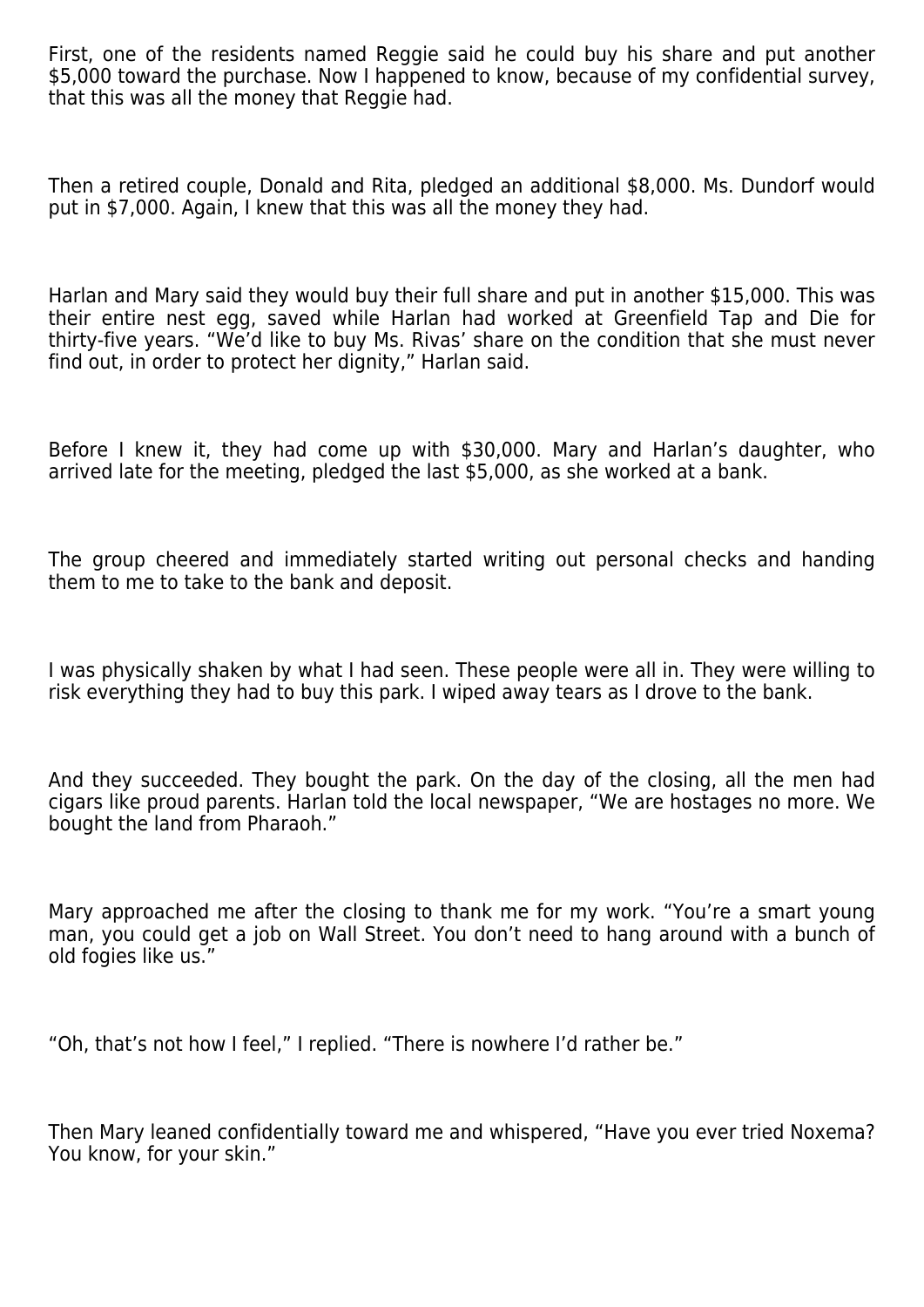First, one of the residents named Reggie said he could buy his share and put another $5,000 toward the purchase. Now I happened to know, because of my confidential survey, that this was all the money that Reggie had.

Then a retired couple, Donald and Rita, pledged an additional $8,000. Ms. Dundorf would put in $7,000. Again, I knew that this was all the money they had.

Harlan and Mary said they would buy their full share and put in another $15,000. This was their entire nest egg, saved while Harlan had worked at Greenfield Tap and Die for thirty-five years. “We’d like to buy Ms. Rivas’ share on the condition that she must never find out, in order to protect her dignity,” Harlan said.

Before I knew it, they had come up with $30,000. Mary and Harlan’s daughter, who arrived late for the meeting, pledged the last $5,000, as she worked at a bank.

The group cheered and immediately started writing out personal checks and handing them to me to take to the bank and deposit.

I was physically shaken by what I had seen. These people were all in. They were willing to risk everything they had to buy this park. I wiped away tears as I drove to the bank.

And they succeeded. They bought the park. On the day of the closing, all the men had cigars like proud parents. Harlan told the local newspaper, “We are hostages no more. We bought the land from Pharaoh.”

Mary approached me after the closing to thank me for my work. “You’re a smart young man, you could get a job on Wall Street. You don’t need to hang around with a bunch of old fogies like us.”

“Oh, that’s not how I feel,” I replied. “There is nowhere I’d rather be.”

Then Mary leaned confidentially toward me and whispered, “Have you ever tried Noxema? You know, for your skin.”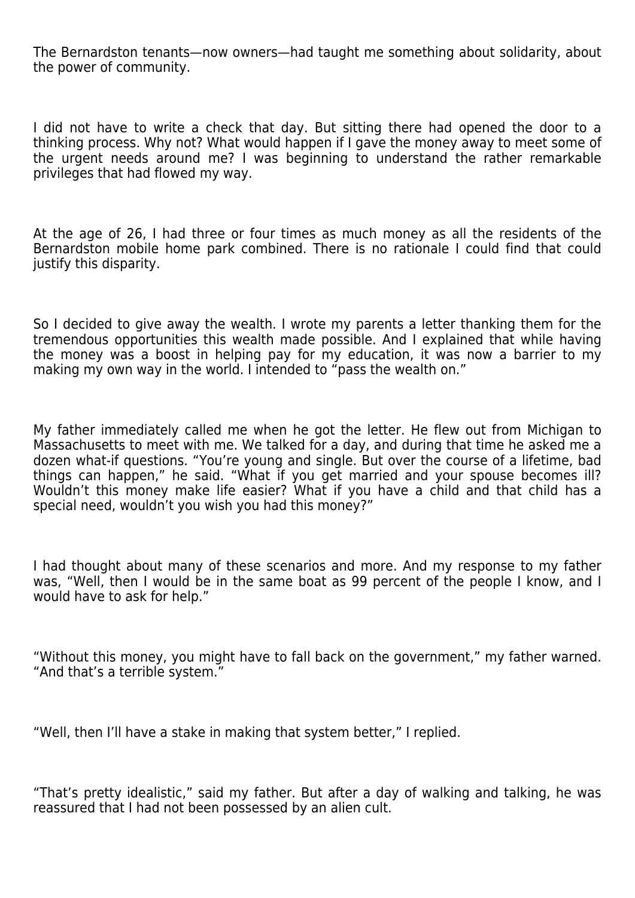The Bernardston tenants—now owners—had taught me something about solidarity, about the power of community.

I did not have to write a check that day. But sitting there had opened the door to a thinking process. Why not? What would happen if I gave the money away to meet some of the urgent needs around me? I was beginning to understand the rather remarkable privileges that had flowed my way.

At the age of 26, I had three or four times as much money as all the residents of the Bernardston mobile home park combined. There is no rationale I could find that could justify this disparity.

So I decided to give away the wealth. I wrote my parents a letter thanking them for the tremendous opportunities this wealth made possible. And I explained that while having the money was a boost in helping pay for my education, it was now a barrier to my making my own way in the world. I intended to "pass the wealth on."

My father immediately called me when he got the letter. He flew out from Michigan to Massachusetts to meet with me. We talked for a day, and during that time he asked me a dozen what-if questions. "You're young and single. But over the course of a lifetime, bad things can happen," he said. "What if you get married and your spouse becomes ill? Wouldn't this money make life easier? What if you have a child and that child has a special need, wouldn't you wish you had this money?"

I had thought about many of these scenarios and more. And my response to my father was, "Well, then I would be in the same boat as 99 percent of the people I know, and I would have to ask for help."

"Without this money, you might have to fall back on the government," my father warned. "And that's a terrible system."

"Well, then I'll have a stake in making that system better," I replied.

"That's pretty idealistic," said my father. But after a day of walking and talking, he was reassured that I had not been possessed by an alien cult.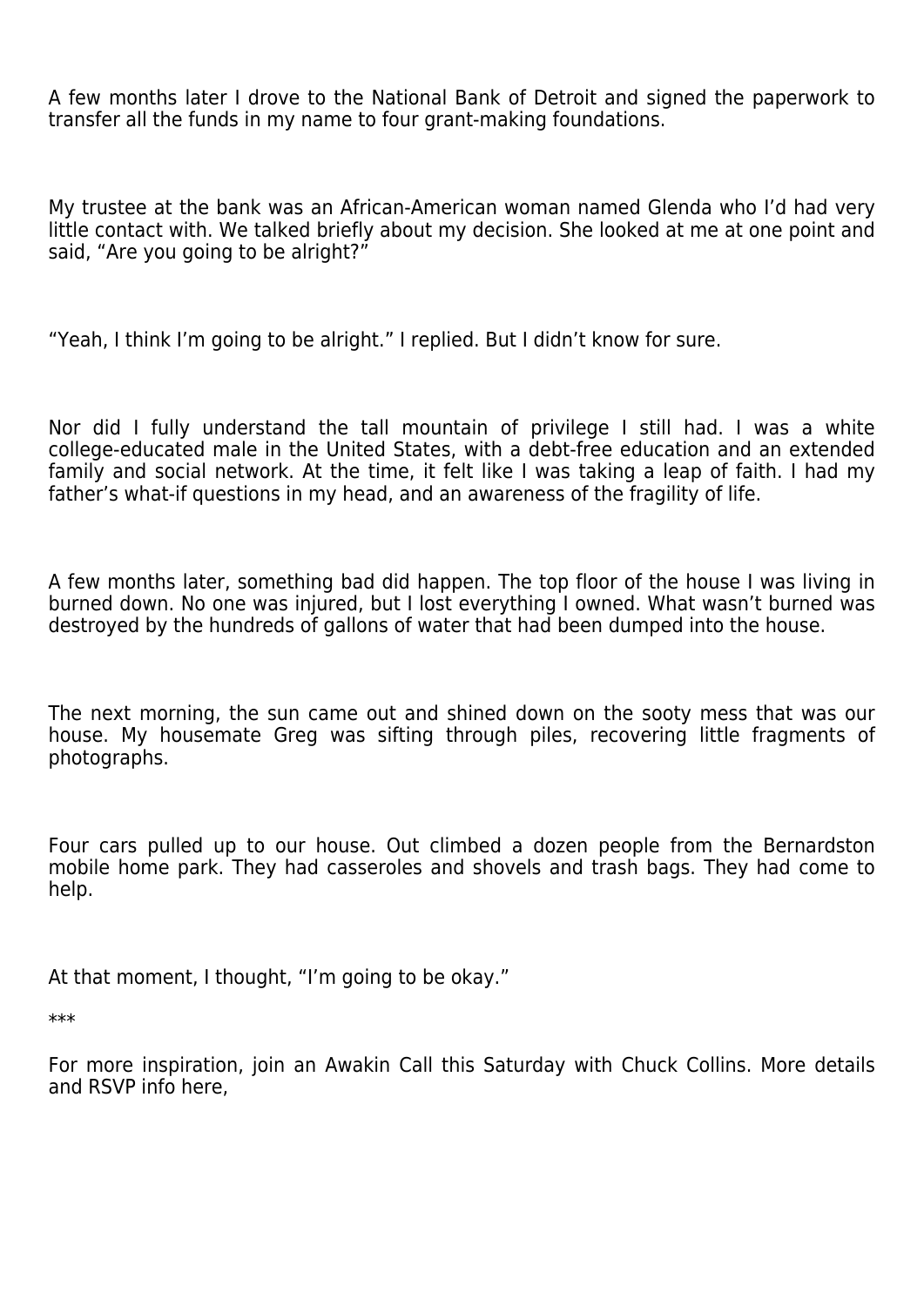A few months later I drove to the National Bank of Detroit and signed the paperwork to transfer all the funds in my name to four grant-making foundations.

My trustee at the bank was an African-American woman named Glenda who I'd had very little contact with. We talked briefly about my decision. She looked at me at one point and said, "Are you going to be alright?"

"Yeah, I think I'm going to be alright." I replied. But I didn't know for sure.

Nor did I fully understand the tall mountain of privilege I still had. I was a white college-educated male in the United States, with a debt-free education and an extended family and social network. At the time, it felt like I was taking a leap of faith. I had my father's what-if questions in my head, and an awareness of the fragility of life.

A few months later, something bad did happen. The top floor of the house I was living in burned down. No one was injured, but I lost everything I owned. What wasn't burned was destroyed by the hundreds of gallons of water that had been dumped into the house.

The next morning, the sun came out and shined down on the sooty mess that was our house. My housemate Greg was sifting through piles, recovering little fragments of photographs.

Four cars pulled up to our house. Out climbed a dozen people from the Bernardston mobile home park. They had casseroles and shovels and trash bags. They had come to help.

At that moment, I thought, "I'm going to be okay."

***

For more inspiration, join an Awakin Call this Saturday with Chuck Collins. More details and RSVP info here,